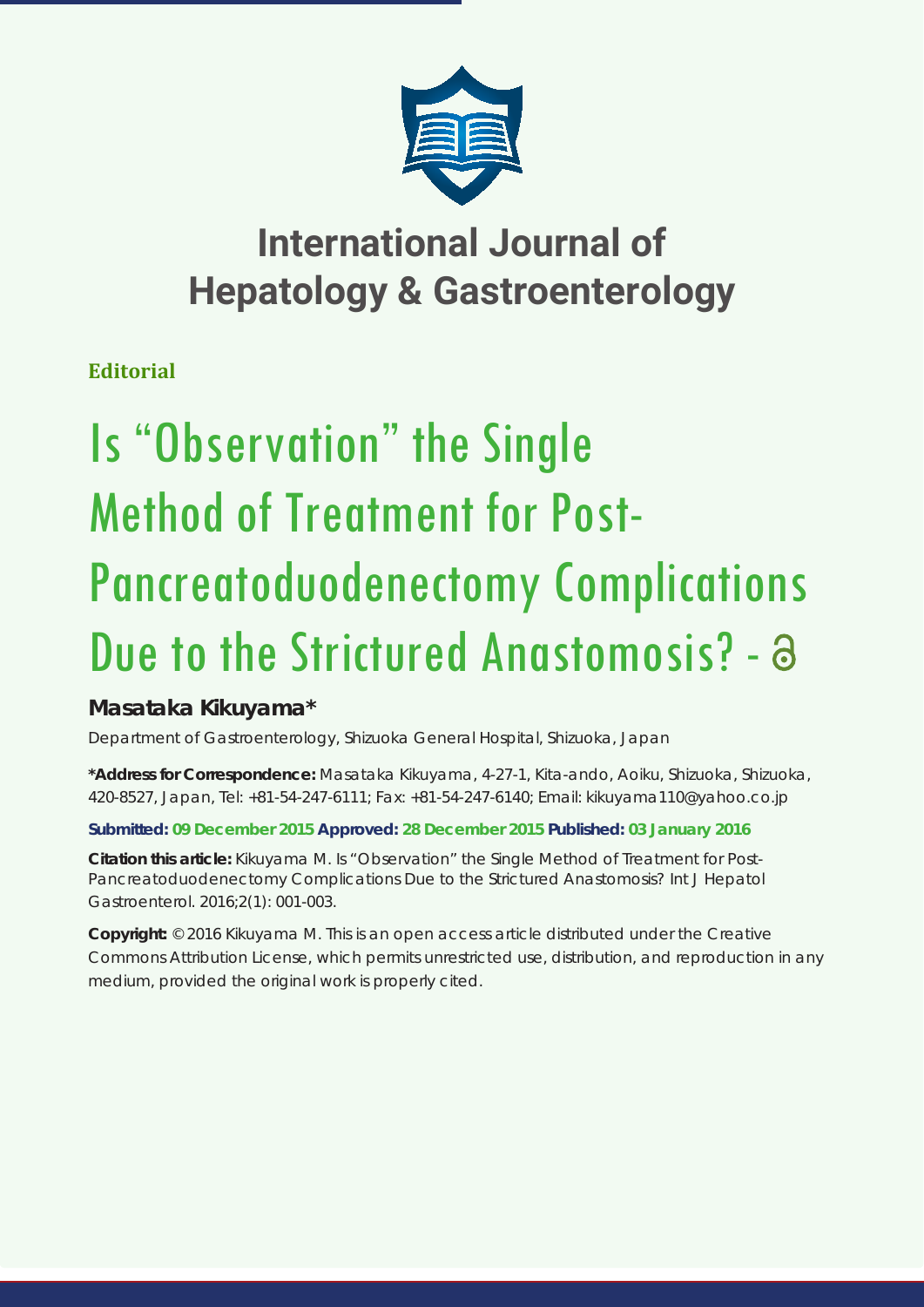# International Journal of Hepatology & Gastroenterology

**Editorial**

# Is "Observation" the Single Method of Treatment for Post-Pancreatoduodenectomy Complications Due to the Strictured Anastomosis? -

## Masataka Kikuyama*

Department of Gastroenterology, Shizuoka General Hospital, Shizuoka, Japan

**\*Address for Correspondence:** Masataka Kikuyama, 4-27-1, Kita-ando, Aoiku, Shizuoka, Shizuoka, 420-8527, Japan, Tel: +81-54-247-6111; Fax: +81-54-247-6140; Email: kikuyama110@yahoo.co.jp

**Submitted: 09 December 2015 Approved: 28 December 2015 Published: 03 January 2016**

**Citation this article:** Kikuyama M. Is "Observation" the Single Method of Treatment for Post-Pancreatoduodenectomy Complications Due to the Strictured Anastomosis? Int J Hepatol Gastroenterol. 2016;2(1): 001-003.

**Copyright:** © 2016 Kikuyama M. This is an open access article distributed under the Creative Commons Attribution License, which permits unrestricted use, distribution, and reproduction in any medium, provided the original work is properly cited.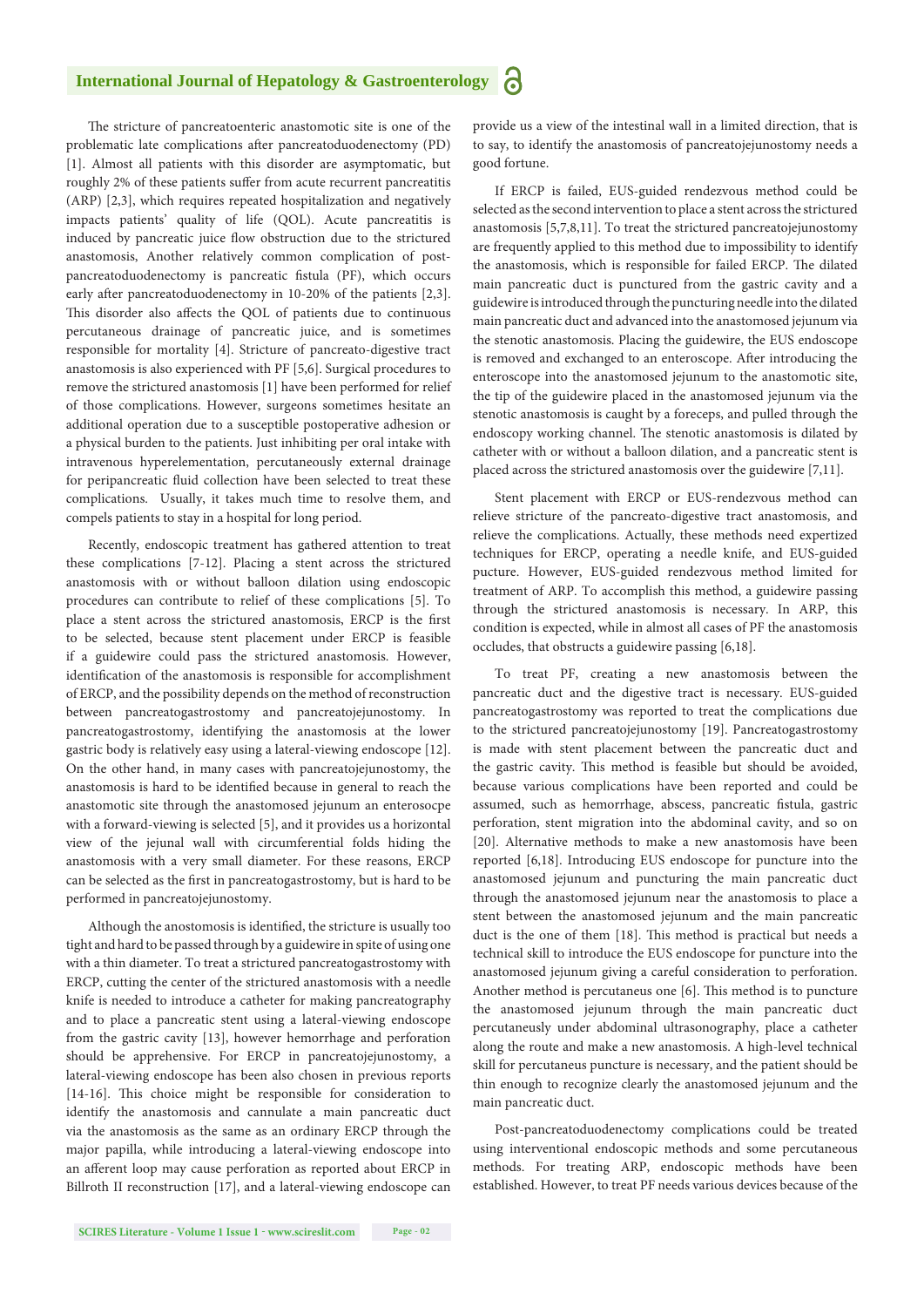The stricture of pancreatoenteric anastomotic site is one of the problematic late complications after pancreatoduodenectomy (PD) [1]. Almost all patients with this disorder are asymptomatic, but roughly 2% of these patients suffer from acute recurrent pancreatitis (ARP) [2,3], which requires repeated hospitalization and negatively impacts patients' quality of life (QOL). Acute pancreatitis is induced by pancreatic juice flow obstruction due to the strictured anastomosis, Another relatively common complication of post-pancreatoduodenectomy is pancreatic fistula (PF), which occurs early after pancreatoduodenectomy in 10-20% of the patients [2,3]. This disorder also affects the QOL of patients due to continuous percutaneous drainage of pancreatic juice, and is sometimes responsible for mortality [4]. Stricture of pancreato-digestive tract anastomosis is also experienced with PF [5,6]. Surgical procedures to remove the strictured anastomosis [1] have been performed for relief of those complications. However, surgeons sometimes hesitate an additional operation due to a susceptible postoperative adhesion or a physical burden to the patients. Just inhibiting per oral intake with intravenous hyperelementation, percutaneously external drainage for peripancreatic fluid collection have been selected to treat these complications. Usually, it takes much time to resolve them, and compels patients to stay in a hospital for long period.

Recently, endoscopic treatment has gathered attention to treat these complications [7-12]. Placing a stent across the strictured anastomosis with or without balloon dilation using endoscopic procedures can contribute to relief of these complications [5]. To place a stent across the strictured anastomosis, ERCP is the first to be selected, because stent placement under ERCP is feasible if a guidewire could pass the strictured anastomosis. However, identification of the anastomosis is responsible for accomplishment of ERCP, and the possibility depends on the method of reconstruction between pancreatogastrostomy and pancreatojejunostomy. In pancreatogastrostomy, identifying the anastomosis at the lower gastric body is relatively easy using a lateral-viewing endoscope [12]. On the other hand, in many cases with pancreatojejunostomy, the anastomosis is hard to be identified because in general to reach the anastomotic site through the anastomosed jejunum an enterosocpe with a forward-viewing is selected [5], and it provides us a horizontal view of the jejunal wall with circumferential folds hiding the anastomosis with a very small diameter. For these reasons, ERCP can be selected as the first in pancreatogastrostomy, but is hard to be performed in pancreatojejunostomy.

Although the anostomosis is identified, the stricture is usually too tight and hard to be passed through by a guidewire in spite of using one with a thin diameter. To treat a strictured pancreatogastrostomy with ERCP, cutting the center of the strictured anastomosis with a needle knife is needed to introduce a catheter for making pancreatography and to place a pancreatic stent using a lateral-viewing endoscope from the gastric cavity [13], however hemorrhage and perforation should be apprehensive. For ERCP in pancreatojejunostomy, a lateral-viewing endoscope has been also chosen in previous reports [14-16]. This choice might be responsible for consideration to identify the anastomosis and cannulate a main pancreatic duct via the anastomosis as the same as an ordinary ERCP through the major papilla, while introducing a lateral-viewing endoscope into an afferent loop may cause perforation as reported about ERCP in Billroth II reconstruction [17], and a lateral-viewing endoscope can provide us a view of the intestinal wall in a limited direction, that is to say, to identify the anastomosis of pancreatojejunostomy needs a good fortune.

If ERCP is failed, EUS-guided rendezvous method could be selected as the second intervention to place a stent across the strictured anastomosis [5,7,8,11]. To treat the strictured pancreatojejunostomy are frequently applied to this method due to impossibility to identify the anastomosis, which is responsible for failed ERCP. The dilated main pancreatic duct is punctured from the gastric cavity and a guidewire is introduced through the puncturing needle into the dilated main pancreatic duct and advanced into the anastomosed jejunum via the stenotic anastomosis. Placing the guidewire, the EUS endoscope is removed and exchanged to an enteroscope. After introducing the enteroscope into the anastomosed jejunum to the anastomotic site, the tip of the guidewire placed in the anastomosed jejunum via the stenotic anastomosis is caught by a foreceps, and pulled through the endoscopy working channel. The stenotic anastomosis is dilated by catheter with or without a balloon dilation, and a pancreatic stent is placed across the strictured anastomosis over the guidewire [7,11].

Stent placement with ERCP or EUS-rendezvous method can relieve stricture of the pancreato-digestive tract anastomosis, and relieve the complications. Actually, these methods need expertized techniques for ERCP, operating a needle knife, and EUS-guided pucture. However, EUS-guided rendezvous method limited for treatment of ARP. To accomplish this method, a guidewire passing through the strictured anastomosis is necessary. In ARP, this condition is expected, while in almost all cases of PF the anastomosis occludes, that obstructs a guidewire passing [6,18].

To treat PF, creating a new anastomosis between the pancreatic duct and the digestive tract is necessary. EUS-guided pancreatogastrostomy was reported to treat the complications due to the strictured pancreatojejunostomy [19]. Pancreatogastrostomy is made with stent placement between the pancreatic duct and the gastric cavity. This method is feasible but should be avoided, because various complications have been reported and could be assumed, such as hemorrhage, abscess, pancreatic fistula, gastric perforation, stent migration into the abdominal cavity, and so on [20]. Alternative methods to make a new anastomosis have been reported [6,18]. Introducing EUS endoscope for puncture into the anastomosed jejunum and puncturing the main pancreatic duct through the anastomosed jejunum near the anastomosis to place a stent between the anastomosed jejunum and the main pancreatic duct is the one of them [18]. This method is practical but needs a technical skill to introduce the EUS endoscope for puncture into the anastomosed jejunum giving a careful consideration to perforation. Another method is percutaneus one [6]. This method is to puncture the anastomosed jejunum through the main pancreatic duct percutaneusly under abdominal ultrasonography, place a catheter along the route and make a new anastomosis. A high-level technical skill for percutaneus puncture is necessary, and the patient should be thin enough to recognize clearly the anastomosed jejunum and the main pancreatic duct.

Post-pancreatoduodenectomy complications could be treated using interventional endoscopic methods and some percutaneous methods. For treating ARP, endoscopic methods have been established. However, to treat PF needs various devices because of the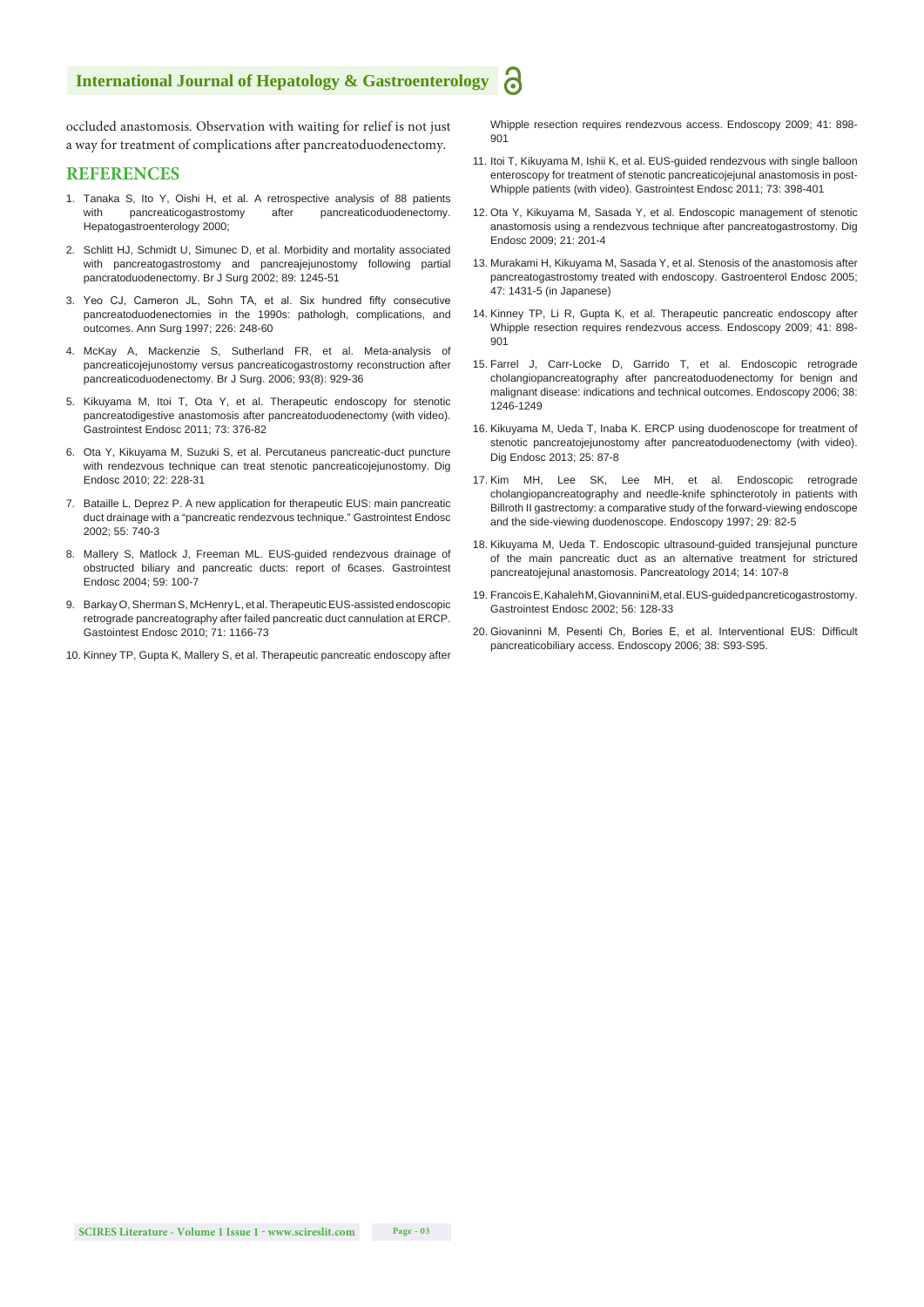occluded anastomosis. Observation with waiting for relief is not just a way for treatment of complications after pancreatoduodenectomy.

## REFERENCES

1. Tanaka S, Ito Y, Oishi H, et al. A retrospective analysis of 88 patients with pancreaticogastrostomy after pancreaticoduodenectomy. Hepatogastroenterology 2000;
2. Schlitt HJ, Schmidt U, Simunec D, et al. Morbidity and mortality associated with pancreatogastrostomy and pancreajejunostomy following partial pancratoduodenectomy. Br J Surg 2002; 89: 1245-51
3. Yeo CJ, Cameron JL, Sohn TA, et al. Six hundred fifty consecutive pancreatoduodenectomies in the 1990s: patholgh, complications, and outcomes. Ann Surg 1997; 226: 248-60
4. McKay A, Mackenzie S, Sutherland FR, et al. Meta-analysis of pancreaticojejunostomy versus pancreaticogastrostomy reconstruction after pancreaticoduodenectomy. Br J Surg. 2006; 93(8): 929-36
5. Kikuyama M, Itoi T, Ota Y, et al. Therapeutic endoscopy for stenotic pancreatodigestive anastomosis after pancreatoduodenectomy (with video). Gastrointest Endosc 2011; 73: 376-82
6. Ota Y, Kikuyama M, Suzuki S, et al. Percutaneus pancreatic-duct puncture with rendezvous technique can treat stenotic pancreaticojejunostomy. Dig Endosc 2010; 22: 228-31
7. Bataille L, Deprez P. A new application for therapeutic EUS: main pancreatic duct drainage with a "pancreatic rendezvous technique." Gastrointest Endosc 2002; 55: 740-3
8. Mallery S, Matlock J, Freeman ML. EUS-guided rendezvous drainage of obstructed biliary and pancreatic ducts: report of 6cases. Gastrointest Endosc 2004; 59: 100-7
9. Barkay O, Sherman S, McHenry L, et al. Therapeutic EUS-assisted endoscopic retrograde pancreatography after failed pancreatic duct cannulation at ERCP. Gastointest Endosc 2010; 71: 1166-73
10. Kinney TP, Gupta K, Mallery S, et al. Therapeutic pancreatic endoscopy after Whipple resection requires rendezvous access. Endoscopy 2009; 41: 898-901
11. Itoi T, Kikuyama M, Ishii K, et al. EUS-guided rendezvous with single balloon enteroscopy for treatment of stenotic pancreaticojejunal anastomosis in post-Whipple patients (with video). Gastrointest Endosc 2011; 73: 398-401
12. Ota Y, Kikuyama M, Sasada Y, et al. Endoscopic management of stenotic anastomosis using a rendezvous technique after pancreatogastrostomy. Dig Endosc 2009; 21: 201-4
13. Murakami H, Kikuyama M, Sasada Y, et al. Stenosis of the anastomosis after pancreatogastrostomy treated with endoscopy. Gastroenterol Endosc 2005; 47: 1431-5 (in Japanese)
14. Kinney TP, Li R, Gupta K, et al. Therapeutic pancreatic endoscopy after Whipple resection requires rendezvous access. Endoscopy 2009; 41: 898-901
15. Farrel J, Carr-Locke D, Garrido T, et al. Endoscopic retrograde cholangiopancreatography after pancreatoduodenectomy for benign and malignant disease: indications and technical outcomes. Endoscopy 2006; 38: 1246-1249
16. Kikuyama M, Ueda T, Inaba K. ERCP using duodenoscope for treatment of stenotic pancreatojejunostomy after pancreatoduodenectomy (with video). Dig Endosc 2013; 25: 87-8
17. Kim MH, Lee SK, Lee MH, et al. Endoscopic retrograde cholangiopancreatography and needle-knife sphincterotoly in patients with Billroth II gastrectomy: a comparative study of the forward-viewing endoscope and the side-viewing duodenoscope. Endoscopy 1997; 29: 82-5
18. Kikuyama M, Ueda T. Endoscopic ultrasound-guided transjejunal puncture of the main pancreatic duct as an alternative treatment for strictured pancreatojejunal anastomosis. Pancreatology 2014; 14: 107-8
19. Francois E, Kahaleh M, Giovannini M, et al. EUS-guided pancreticogastrostomy. Gastrointest Endosc 2002; 56: 128-33
20. Giovaninni M, Pesenti Ch, Bories E, et al. Interventional EUS: Difficult pancreaticobiliary access. Endoscopy 2006; 38: S93-S95.